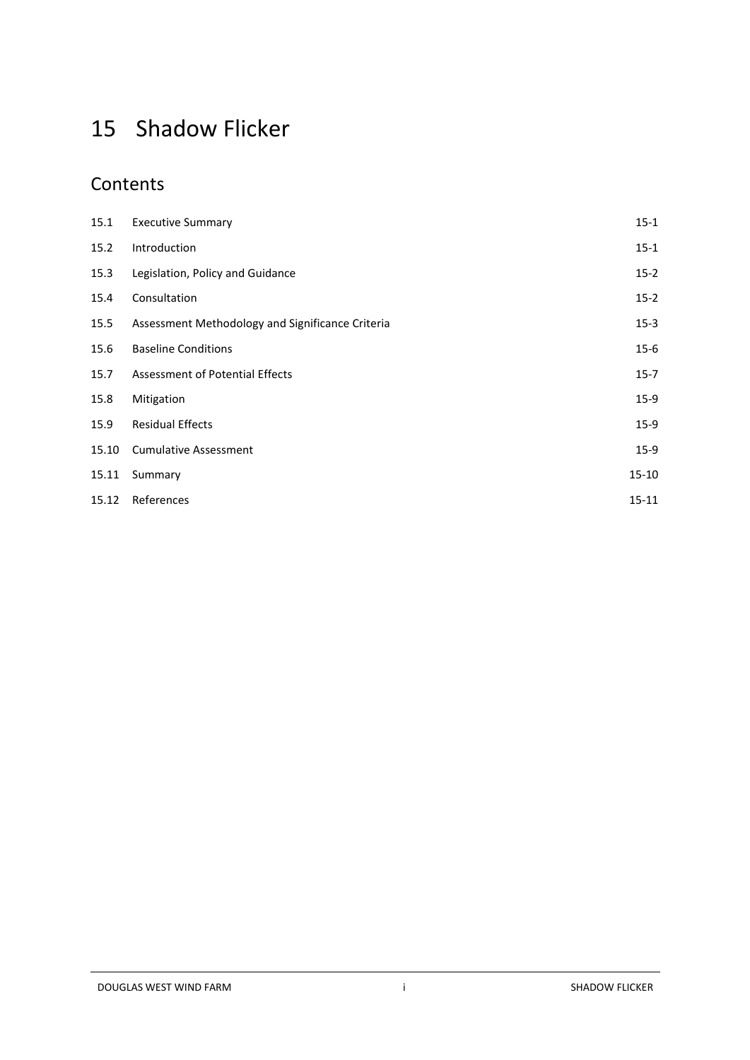# 15 Shadow Flicker

## Contents

| | | |
|---|---|---|
| 15.1 | Executive Summary | 15-1 |
| 15.2 | Introduction | 15-1 |
| 15.3 | Legislation, Policy and Guidance | 15-2 |
| 15.4 | Consultation | 15-2 |
| 15.5 | Assessment Methodology and Significance Criteria | 15-3 |
| 15.6 | Baseline Conditions | 15-6 |
| 15.7 | Assessment of Potential Effects | 15-7 |
| 15.8 | Mitigation | 15-9 |
| 15.9 | Residual Effects | 15-9 |
| 15.10 | Cumulative Assessment | 15-9 |
| 15.11 | Summary | 15-10 |
| 15.12 | References | 15-11 |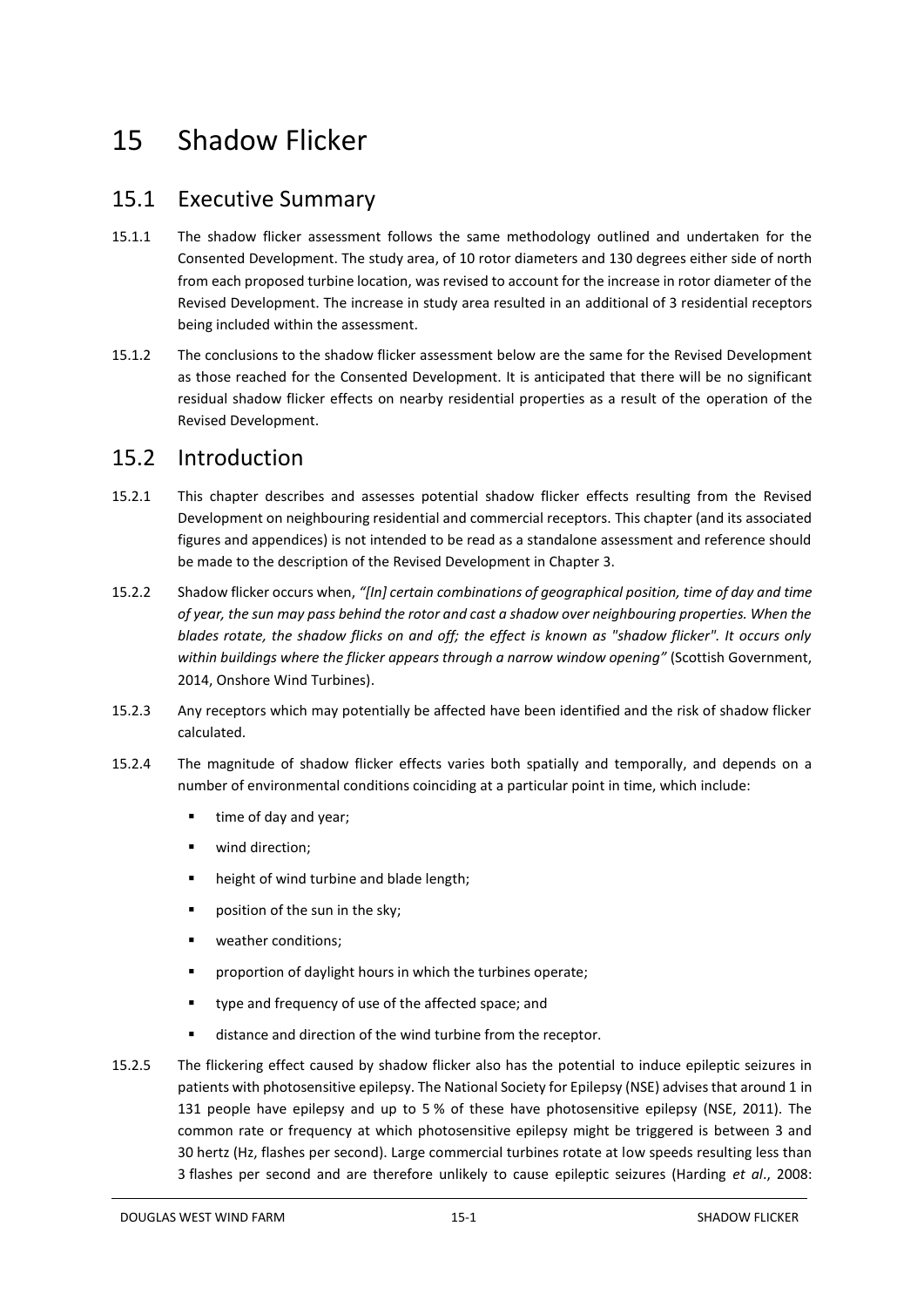# 15 Shadow Flicker

## 15.1 Executive Summary

15.1.1 The shadow flicker assessment follows the same methodology outlined and undertaken for the Consented Development. The study area, of 10 rotor diameters and 130 degrees either side of north from each proposed turbine location, was revised to account for the increase in rotor diameter of the Revised Development. The increase in study area resulted in an additional of 3 residential receptors being included within the assessment.

15.1.2 The conclusions to the shadow flicker assessment below are the same for the Revised Development as those reached for the Consented Development. It is anticipated that there will be no significant residual shadow flicker effects on nearby residential properties as a result of the operation of the Revised Development.

## 15.2 Introduction

15.2.1 This chapter describes and assesses potential shadow flicker effects resulting from the Revised Development on neighbouring residential and commercial receptors. This chapter (and its associated figures and appendices) is not intended to be read as a standalone assessment and reference should be made to the description of the Revised Development in Chapter 3.

15.2.2 Shadow flicker occurs when, *"[In] certain combinations of geographical position, time of day and time of year, the sun may pass behind the rotor and cast a shadow over neighbouring properties. When the blades rotate, the shadow flicks on and off; the effect is known as "shadow flicker". It occurs only within buildings where the flicker appears through a narrow window opening"* (Scottish Government, 2014, Onshore Wind Turbines).

15.2.3 Any receptors which may potentially be affected have been identified and the risk of shadow flicker calculated.

15.2.4 The magnitude of shadow flicker effects varies both spatially and temporally, and depends on a number of environmental conditions coinciding at a particular point in time, which include:

- time of day and year;
- wind direction;
- height of wind turbine and blade length;
- position of the sun in the sky;
- weather conditions;
- proportion of daylight hours in which the turbines operate;
- type and frequency of use of the affected space; and
- distance and direction of the wind turbine from the receptor.

15.2.5 The flickering effect caused by shadow flicker also has the potential to induce epileptic seizures in patients with photosensitive epilepsy. The National Society for Epilepsy (NSE) advises that around 1 in 131 people have epilepsy and up to 5 % of these have photosensitive epilepsy (NSE, 2011). The common rate or frequency at which photosensitive epilepsy might be triggered is between 3 and 30 hertz (Hz, flashes per second). Large commercial turbines rotate at low speeds resulting less than 3 flashes per second and are therefore unlikely to cause epileptic seizures (Harding *et al*., 2008: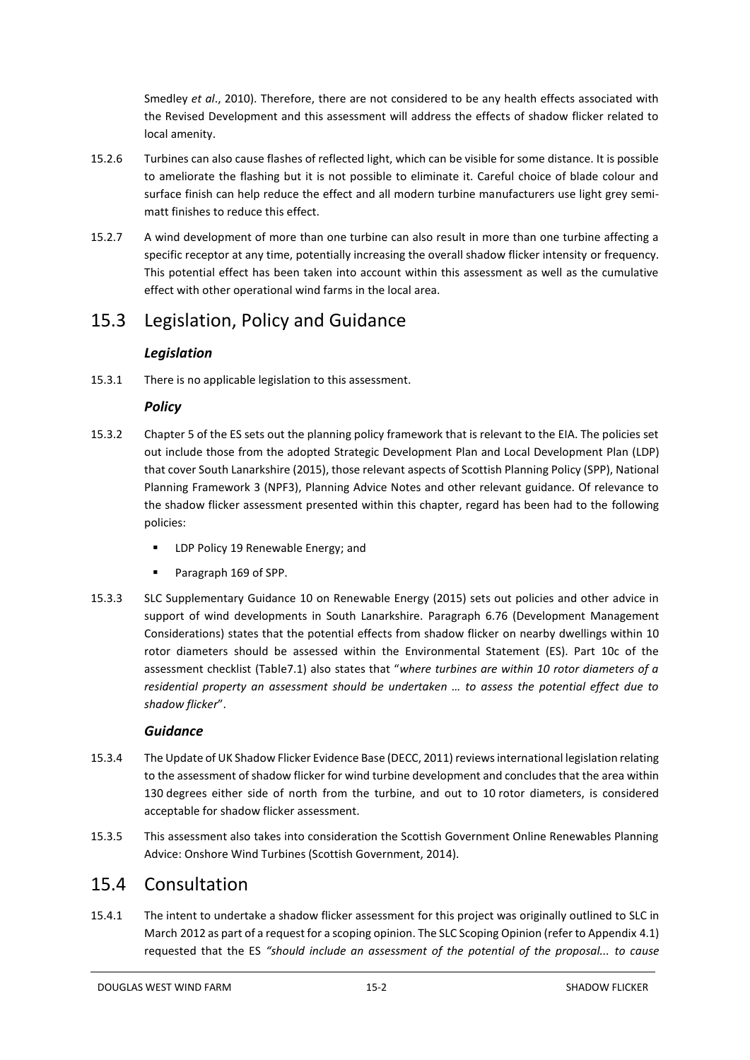Smedley *et al*., 2010). Therefore, there are not considered to be any health effects associated with the Revised Development and this assessment will address the effects of shadow flicker related to local amenity.

15.2.6 Turbines can also cause flashes of reflected light, which can be visible for some distance. It is possible to ameliorate the flashing but it is not possible to eliminate it. Careful choice of blade colour and surface finish can help reduce the effect and all modern turbine manufacturers use light grey semi-matt finishes to reduce this effect.

15.2.7 A wind development of more than one turbine can also result in more than one turbine affecting a specific receptor at any time, potentially increasing the overall shadow flicker intensity or frequency. This potential effect has been taken into account within this assessment as well as the cumulative effect with other operational wind farms in the local area.

## 15.3 Legislation, Policy and Guidance

### *Legislation*

15.3.1 There is no applicable legislation to this assessment.

### *Policy*

15.3.2 Chapter 5 of the ES sets out the planning policy framework that is relevant to the EIA. The policies set out include those from the adopted Strategic Development Plan and Local Development Plan (LDP) that cover South Lanarkshire (2015), those relevant aspects of Scottish Planning Policy (SPP), National Planning Framework 3 (NPF3), Planning Advice Notes and other relevant guidance. Of relevance to the shadow flicker assessment presented within this chapter, regard has been had to the following policies:

- LDP Policy 19 Renewable Energy; and
- Paragraph 169 of SPP.

15.3.3 SLC Supplementary Guidance 10 on Renewable Energy (2015) sets out policies and other advice in support of wind developments in South Lanarkshire. Paragraph 6.76 (Development Management Considerations) states that the potential effects from shadow flicker on nearby dwellings within 10 rotor diameters should be assessed within the Environmental Statement (ES). Part 10c of the assessment checklist (Table7.1) also states that "*where turbines are within 10 rotor diameters of a residential property an assessment should be undertaken … to assess the potential effect due to shadow flicker*".

### *Guidance*

15.3.4 The Update of UK Shadow Flicker Evidence Base (DECC, 2011) reviews international legislation relating to the assessment of shadow flicker for wind turbine development and concludes that the area within 130 degrees either side of north from the turbine, and out to 10 rotor diameters, is considered acceptable for shadow flicker assessment.

15.3.5 This assessment also takes into consideration the Scottish Government Online Renewables Planning Advice: Onshore Wind Turbines (Scottish Government, 2014).

## 15.4 Consultation

15.4.1 The intent to undertake a shadow flicker assessment for this project was originally outlined to SLC in March 2012 as part of a request for a scoping opinion. The SLC Scoping Opinion (refer to Appendix 4.1) requested that the ES *"should include an assessment of the potential of the proposal... to cause*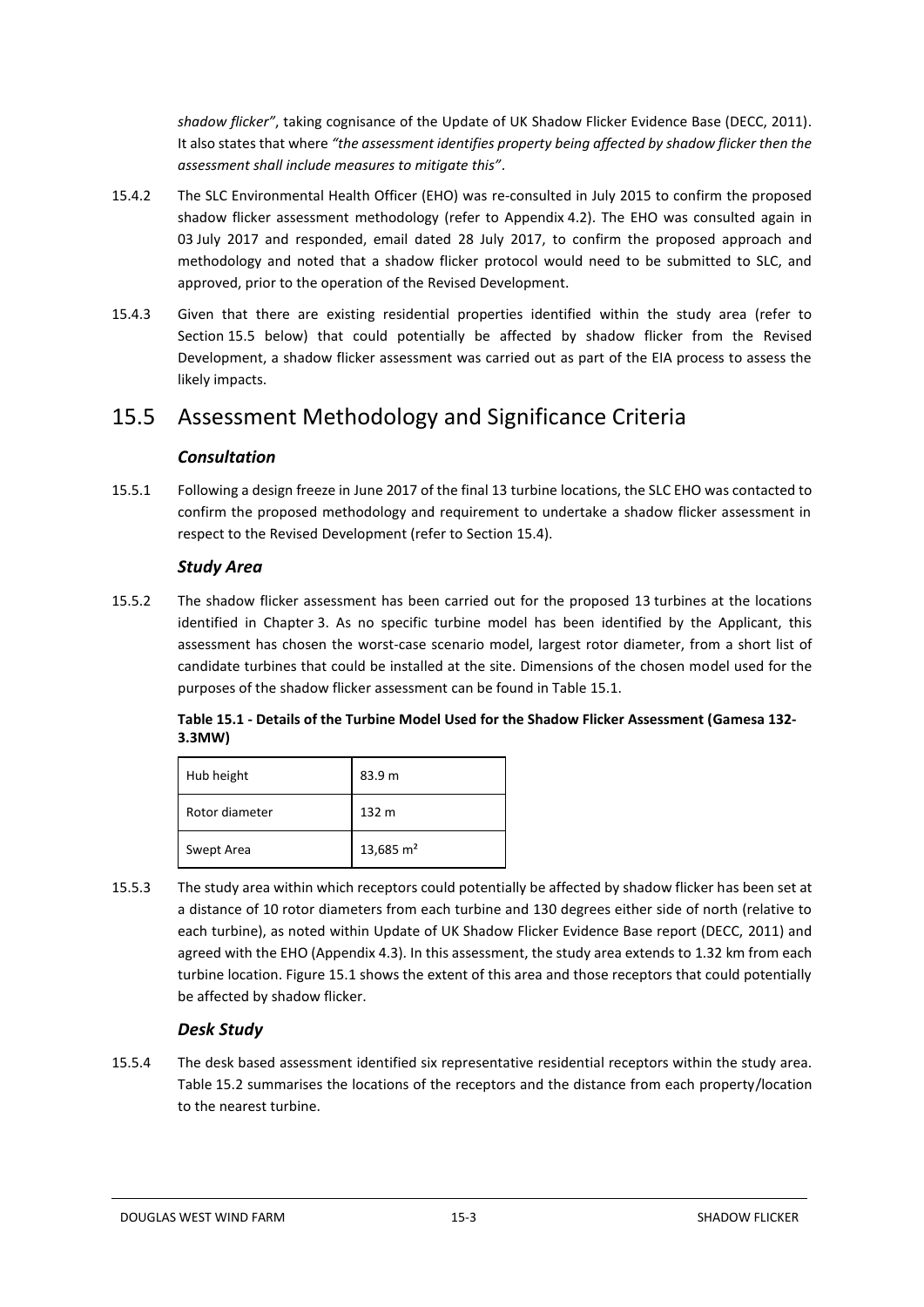*shadow flicker"*, taking cognisance of the Update of UK Shadow Flicker Evidence Base (DECC, 2011). It also states that where *"the assessment identifies property being affected by shadow flicker then the assessment shall include measures to mitigate this"*.

15.4.2 The SLC Environmental Health Officer (EHO) was re-consulted in July 2015 to confirm the proposed shadow flicker assessment methodology (refer to Appendix 4.2). The EHO was consulted again in 03 July 2017 and responded, email dated 28 July 2017, to confirm the proposed approach and methodology and noted that a shadow flicker protocol would need to be submitted to SLC, and approved, prior to the operation of the Revised Development.

15.4.3 Given that there are existing residential properties identified within the study area (refer to Section 15.5 below) that could potentially be affected by shadow flicker from the Revised Development, a shadow flicker assessment was carried out as part of the EIA process to assess the likely impacts.

## 15.5 Assessment Methodology and Significance Criteria

### *Consultation*

15.5.1 Following a design freeze in June 2017 of the final 13 turbine locations, the SLC EHO was contacted to confirm the proposed methodology and requirement to undertake a shadow flicker assessment in respect to the Revised Development (refer to Section 15.4).

### *Study Area*

15.5.2 The shadow flicker assessment has been carried out for the proposed 13 turbines at the locations identified in Chapter 3. As no specific turbine model has been identified by the Applicant, this assessment has chosen the worst-case scenario model, largest rotor diameter, from a short list of candidate turbines that could be installed at the site. Dimensions of the chosen model used for the purposes of the shadow flicker assessment can be found in Table 15.1.

**Table 15.1 - Details of the Turbine Model Used for the Shadow Flicker Assessment (Gamesa 132-3.3MW)**

| | |
|---|---|
| Hub height | 83.9 m |
| Rotor diameter | 132 m |
| Swept Area | 13,685 m² |

15.5.3 The study area within which receptors could potentially be affected by shadow flicker has been set at a distance of 10 rotor diameters from each turbine and 130 degrees either side of north (relative to each turbine), as noted within Update of UK Shadow Flicker Evidence Base report (DECC, 2011) and agreed with the EHO (Appendix 4.3). In this assessment, the study area extends to 1.32 km from each turbine location. Figure 15.1 shows the extent of this area and those receptors that could potentially be affected by shadow flicker.

### *Desk Study*

15.5.4 The desk based assessment identified six representative residential receptors within the study area. Table 15.2 summarises the locations of the receptors and the distance from each property/location to the nearest turbine.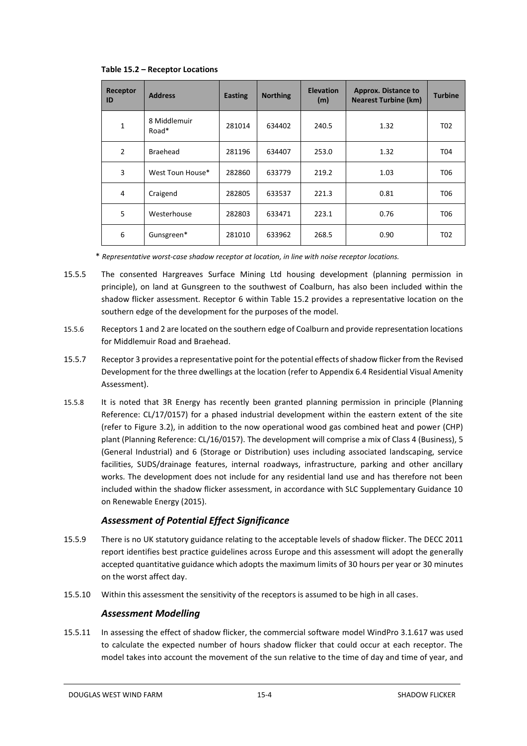**Table 15.2 – Receptor Locations**

| Receptor ID | Address | Easting | Northing | Elevation (m) | Approx. Distance to Nearest Turbine (km) | Turbine |
|---|---|---|---|---|---|---|
| 1 | 8 Middlemuir Road* | 281014 | 634402 | 240.5 | 1.32 | T02 |
| 2 | Braehead | 281196 | 634407 | 253.0 | 1.32 | T04 |
| 3 | West Toun House* | 282860 | 633779 | 219.2 | 1.03 | T06 |
| 4 | Craigend | 282805 | 633537 | 221.3 | 0.81 | T06 |
| 5 | Westerhouse | 282803 | 633471 | 223.1 | 0.76 | T06 |
| 6 | Gunsgreen* | 281010 | 633962 | 268.5 | 0.90 | T02 |

\* *Representative worst-case shadow receptor at location, in line with noise receptor locations.*

15.5.5 The consented Hargreaves Surface Mining Ltd housing development (planning permission in principle), on land at Gunsgreen to the southwest of Coalburn, has also been included within the shadow flicker assessment. Receptor 6 within Table 15.2 provides a representative location on the southern edge of the development for the purposes of the model.

15.5.6 Receptors 1 and 2 are located on the southern edge of Coalburn and provide representation locations for Middlemuir Road and Braehead.

15.5.7 Receptor 3 provides a representative point for the potential effects of shadow flicker from the Revised Development for the three dwellings at the location (refer to Appendix 6.4 Residential Visual Amenity Assessment).

15.5.8 It is noted that 3R Energy has recently been granted planning permission in principle (Planning Reference: CL/17/0157) for a phased industrial development within the eastern extent of the site (refer to Figure 3.2), in addition to the now operational wood gas combined heat and power (CHP) plant (Planning Reference: CL/16/0157). The development will comprise a mix of Class 4 (Business), 5 (General Industrial) and 6 (Storage or Distribution) uses including associated landscaping, service facilities, SUDS/drainage features, internal roadways, infrastructure, parking and other ancillary works. The development does not include for any residential land use and has therefore not been included within the shadow flicker assessment, in accordance with SLC Supplementary Guidance 10 on Renewable Energy (2015).

### *Assessment of Potential Effect Significance*

15.5.9 There is no UK statutory guidance relating to the acceptable levels of shadow flicker. The DECC 2011 report identifies best practice guidelines across Europe and this assessment will adopt the generally accepted quantitative guidance which adopts the maximum limits of 30 hours per year or 30 minutes on the worst affect day.

15.5.10 Within this assessment the sensitivity of the receptors is assumed to be high in all cases.

### *Assessment Modelling*

15.5.11 In assessing the effect of shadow flicker, the commercial software model WindPro 3.1.617 was used to calculate the expected number of hours shadow flicker that could occur at each receptor. The model takes into account the movement of the sun relative to the time of day and time of year, and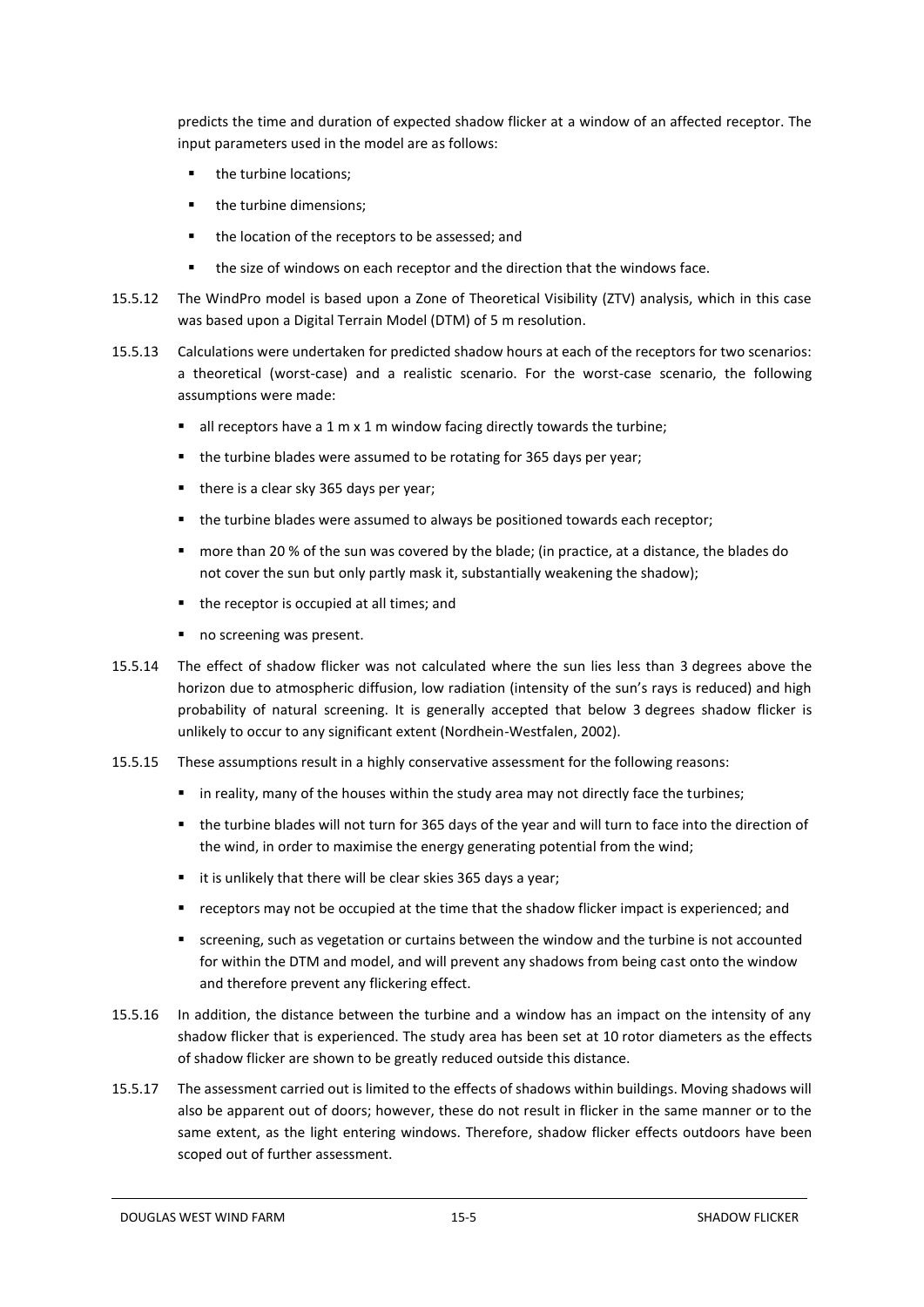predicts the time and duration of expected shadow flicker at a window of an affected receptor. The input parameters used in the model are as follows:

- the turbine locations;
- the turbine dimensions;
- the location of the receptors to be assessed; and
- the size of windows on each receptor and the direction that the windows face.

15.5.12 The WindPro model is based upon a Zone of Theoretical Visibility (ZTV) analysis, which in this case was based upon a Digital Terrain Model (DTM) of 5 m resolution.

15.5.13 Calculations were undertaken for predicted shadow hours at each of the receptors for two scenarios: a theoretical (worst-case) and a realistic scenario. For the worst-case scenario, the following assumptions were made:

- all receptors have a 1 m x 1 m window facing directly towards the turbine;
- the turbine blades were assumed to be rotating for 365 days per year;
- there is a clear sky 365 days per year;
- the turbine blades were assumed to always be positioned towards each receptor;
- more than 20 % of the sun was covered by the blade; (in practice, at a distance, the blades do not cover the sun but only partly mask it, substantially weakening the shadow);
- the receptor is occupied at all times; and
- no screening was present.

15.5.14 The effect of shadow flicker was not calculated where the sun lies less than 3 degrees above the horizon due to atmospheric diffusion, low radiation (intensity of the sun's rays is reduced) and high probability of natural screening. It is generally accepted that below 3 degrees shadow flicker is unlikely to occur to any significant extent (Nordhein-Westfalen, 2002).

15.5.15 These assumptions result in a highly conservative assessment for the following reasons:

- in reality, many of the houses within the study area may not directly face the turbines;
- the turbine blades will not turn for 365 days of the year and will turn to face into the direction of the wind, in order to maximise the energy generating potential from the wind;
- it is unlikely that there will be clear skies 365 days a year;
- receptors may not be occupied at the time that the shadow flicker impact is experienced; and
- screening, such as vegetation or curtains between the window and the turbine is not accounted for within the DTM and model, and will prevent any shadows from being cast onto the window and therefore prevent any flickering effect.

15.5.16 In addition, the distance between the turbine and a window has an impact on the intensity of any shadow flicker that is experienced. The study area has been set at 10 rotor diameters as the effects of shadow flicker are shown to be greatly reduced outside this distance.

15.5.17 The assessment carried out is limited to the effects of shadows within buildings. Moving shadows will also be apparent out of doors; however, these do not result in flicker in the same manner or to the same extent, as the light entering windows. Therefore, shadow flicker effects outdoors have been scoped out of further assessment.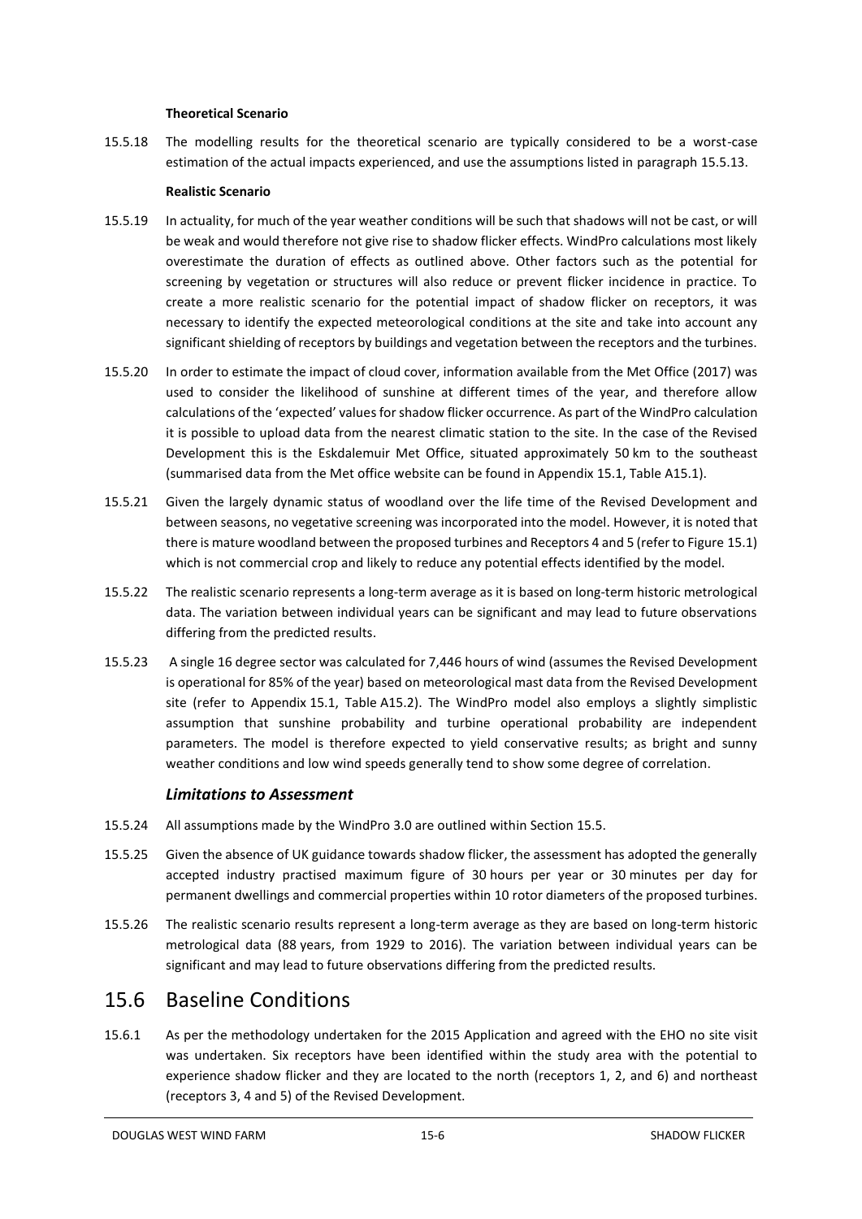**Theoretical Scenario**

15.5.18 The modelling results for the theoretical scenario are typically considered to be a worst-case estimation of the actual impacts experienced, and use the assumptions listed in paragraph 15.5.13.

**Realistic Scenario**

15.5.19 In actuality, for much of the year weather conditions will be such that shadows will not be cast, or will be weak and would therefore not give rise to shadow flicker effects. WindPro calculations most likely overestimate the duration of effects as outlined above. Other factors such as the potential for screening by vegetation or structures will also reduce or prevent flicker incidence in practice. To create a more realistic scenario for the potential impact of shadow flicker on receptors, it was necessary to identify the expected meteorological conditions at the site and take into account any significant shielding of receptors by buildings and vegetation between the receptors and the turbines.

15.5.20 In order to estimate the impact of cloud cover, information available from the Met Office (2017) was used to consider the likelihood of sunshine at different times of the year, and therefore allow calculations of the 'expected' values for shadow flicker occurrence. As part of the WindPro calculation it is possible to upload data from the nearest climatic station to the site. In the case of the Revised Development this is the Eskdalemuir Met Office, situated approximately 50 km to the southeast (summarised data from the Met office website can be found in Appendix 15.1, Table A15.1).

15.5.21 Given the largely dynamic status of woodland over the life time of the Revised Development and between seasons, no vegetative screening was incorporated into the model. However, it is noted that there is mature woodland between the proposed turbines and Receptors 4 and 5 (refer to Figure 15.1) which is not commercial crop and likely to reduce any potential effects identified by the model.

15.5.22 The realistic scenario represents a long-term average as it is based on long-term historic metrological data. The variation between individual years can be significant and may lead to future observations differing from the predicted results.

15.5.23 A single 16 degree sector was calculated for 7,446 hours of wind (assumes the Revised Development is operational for 85% of the year) based on meteorological mast data from the Revised Development site (refer to Appendix 15.1, Table A15.2). The WindPro model also employs a slightly simplistic assumption that sunshine probability and turbine operational probability are independent parameters. The model is therefore expected to yield conservative results; as bright and sunny weather conditions and low wind speeds generally tend to show some degree of correlation.

### *Limitations to Assessment*

15.5.24 All assumptions made by the WindPro 3.0 are outlined within Section 15.5.

15.5.25 Given the absence of UK guidance towards shadow flicker, the assessment has adopted the generally accepted industry practised maximum figure of 30 hours per year or 30 minutes per day for permanent dwellings and commercial properties within 10 rotor diameters of the proposed turbines.

15.5.26 The realistic scenario results represent a long-term average as they are based on long-term historic metrological data (88 years, from 1929 to 2016). The variation between individual years can be significant and may lead to future observations differing from the predicted results.

## 15.6 Baseline Conditions

15.6.1 As per the methodology undertaken for the 2015 Application and agreed with the EHO no site visit was undertaken. Six receptors have been identified within the study area with the potential to experience shadow flicker and they are located to the north (receptors 1, 2, and 6) and northeast (receptors 3, 4 and 5) of the Revised Development.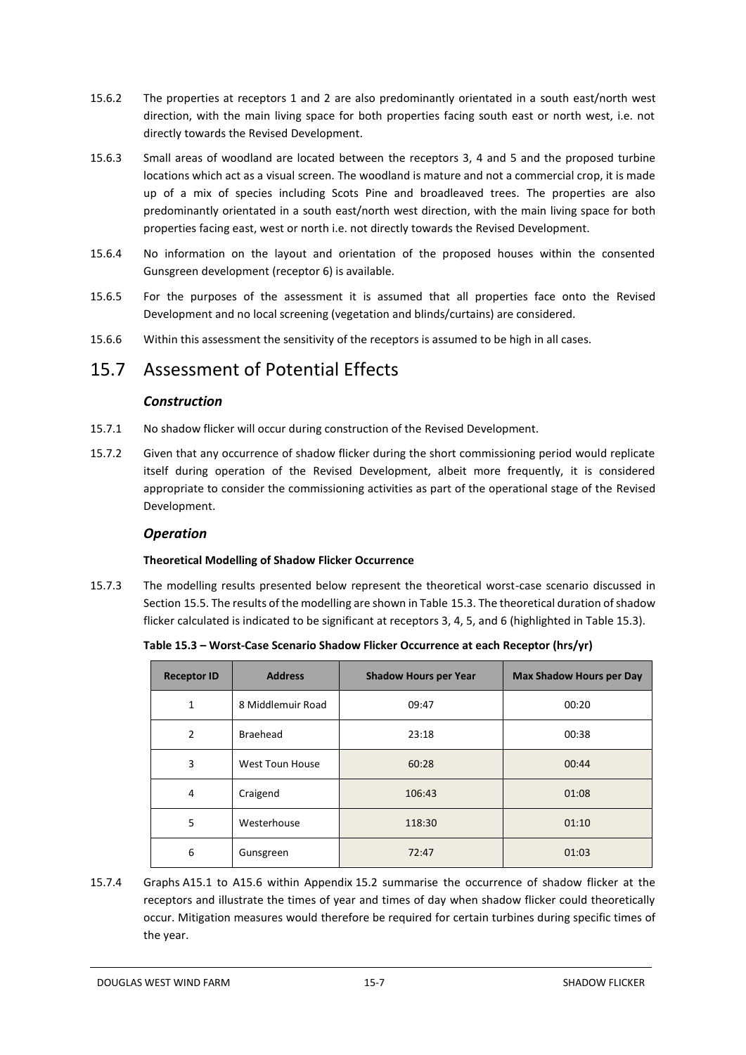15.6.2 The properties at receptors 1 and 2 are also predominantly orientated in a south east/north west direction, with the main living space for both properties facing south east or north west, i.e. not directly towards the Revised Development.

15.6.3 Small areas of woodland are located between the receptors 3, 4 and 5 and the proposed turbine locations which act as a visual screen. The woodland is mature and not a commercial crop, it is made up of a mix of species including Scots Pine and broadleaved trees. The properties are also predominantly orientated in a south east/north west direction, with the main living space for both properties facing east, west or north i.e. not directly towards the Revised Development.

15.6.4 No information on the layout and orientation of the proposed houses within the consented Gunsgreen development (receptor 6) is available.

15.6.5 For the purposes of the assessment it is assumed that all properties face onto the Revised Development and no local screening (vegetation and blinds/curtains) are considered.

15.6.6 Within this assessment the sensitivity of the receptors is assumed to be high in all cases.

## 15.7 Assessment of Potential Effects

### *Construction*

15.7.1 No shadow flicker will occur during construction of the Revised Development.

15.7.2 Given that any occurrence of shadow flicker during the short commissioning period would replicate itself during operation of the Revised Development, albeit more frequently, it is considered appropriate to consider the commissioning activities as part of the operational stage of the Revised Development.

### *Operation*

#### Theoretical Modelling of Shadow Flicker Occurrence

15.7.3 The modelling results presented below represent the theoretical worst-case scenario discussed in Section 15.5. The results of the modelling are shown in Table 15.3. The theoretical duration of shadow flicker calculated is indicated to be significant at receptors 3, 4, 5, and 6 (highlighted in Table 15.3).

**Table 15.3 – Worst-Case Scenario Shadow Flicker Occurrence at each Receptor (hrs/yr)**

| Receptor ID | Address | Shadow Hours per Year | Max Shadow Hours per Day |
|---|---|---|---|
| 1 | 8 Middlemuir Road | 09:47 | 00:20 |
| 2 | Braehead | 23:18 | 00:38 |
| 3 | West Toun House | 60:28 | 00:44 |
| 4 | Craigend | 106:43 | 01:08 |
| 5 | Westerhouse | 118:30 | 01:10 |
| 6 | Gunsgreen | 72:47 | 01:03 |

15.7.4 Graphs A15.1 to A15.6 within Appendix 15.2 summarise the occurrence of shadow flicker at the receptors and illustrate the times of year and times of day when shadow flicker could theoretically occur. Mitigation measures would therefore be required for certain turbines during specific times of the year.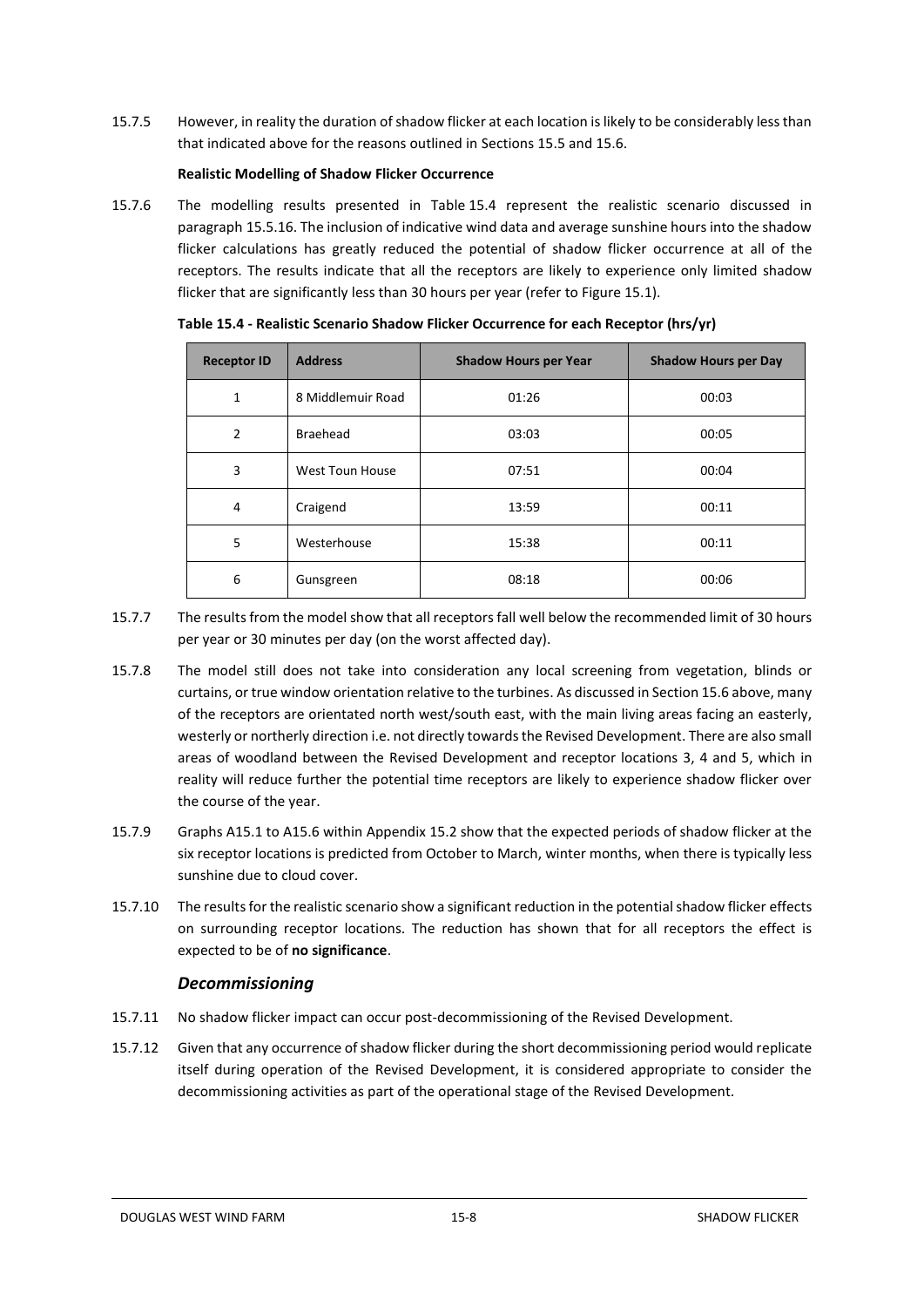15.7.5 However, in reality the duration of shadow flicker at each location is likely to be considerably less than that indicated above for the reasons outlined in Sections 15.5 and 15.6.

**Realistic Modelling of Shadow Flicker Occurrence**

15.7.6 The modelling results presented in Table 15.4 represent the realistic scenario discussed in paragraph 15.5.16. The inclusion of indicative wind data and average sunshine hours into the shadow flicker calculations has greatly reduced the potential of shadow flicker occurrence at all of the receptors. The results indicate that all the receptors are likely to experience only limited shadow flicker that are significantly less than 30 hours per year (refer to Figure 15.1).

**Table 15.4 - Realistic Scenario Shadow Flicker Occurrence for each Receptor (hrs/yr)**

| Receptor ID | Address | Shadow Hours per Year | Shadow Hours per Day |
|---|---|---|---|
| 1 | 8 Middlemuir Road | 01:26 | 00:03 |
| 2 | Braehead | 03:03 | 00:05 |
| 3 | West Toun House | 07:51 | 00:04 |
| 4 | Craigend | 13:59 | 00:11 |
| 5 | Westerhouse | 15:38 | 00:11 |
| 6 | Gunsgreen | 08:18 | 00:06 |

15.7.7 The results from the model show that all receptors fall well below the recommended limit of 30 hours per year or 30 minutes per day (on the worst affected day).

15.7.8 The model still does not take into consideration any local screening from vegetation, blinds or curtains, or true window orientation relative to the turbines. As discussed in Section 15.6 above, many of the receptors are orientated north west/south east, with the main living areas facing an easterly, westerly or northerly direction i.e. not directly towards the Revised Development. There are also small areas of woodland between the Revised Development and receptor locations 3, 4 and 5, which in reality will reduce further the potential time receptors are likely to experience shadow flicker over the course of the year.

15.7.9 Graphs A15.1 to A15.6 within Appendix 15.2 show that the expected periods of shadow flicker at the six receptor locations is predicted from October to March, winter months, when there is typically less sunshine due to cloud cover.

15.7.10 The results for the realistic scenario show a significant reduction in the potential shadow flicker effects on surrounding receptor locations. The reduction has shown that for all receptors the effect is expected to be of **no significance**.

### *Decommissioning*

15.7.11 No shadow flicker impact can occur post-decommissioning of the Revised Development.

15.7.12 Given that any occurrence of shadow flicker during the short decommissioning period would replicate itself during operation of the Revised Development, it is considered appropriate to consider the decommissioning activities as part of the operational stage of the Revised Development.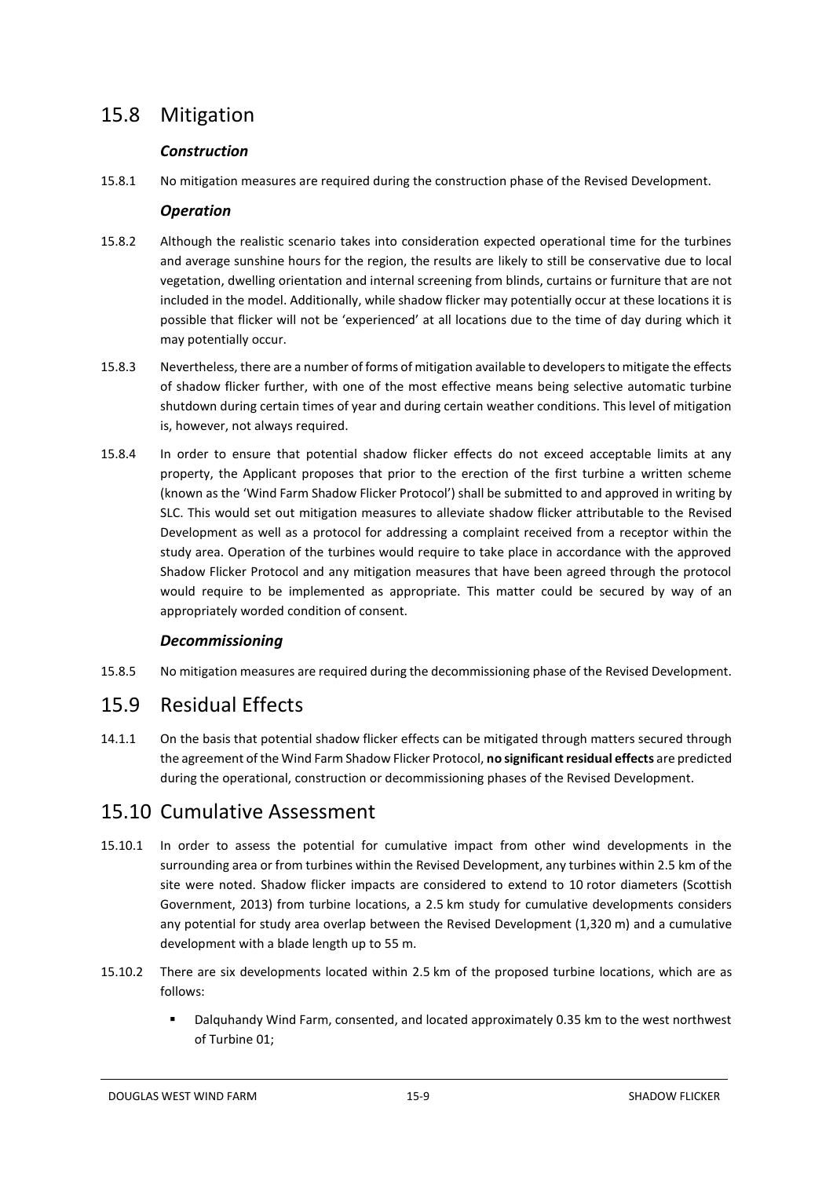## 15.8 Mitigation

### *Construction*

15.8.1 No mitigation measures are required during the construction phase of the Revised Development.

### *Operation*

15.8.2 Although the realistic scenario takes into consideration expected operational time for the turbines and average sunshine hours for the region, the results are likely to still be conservative due to local vegetation, dwelling orientation and internal screening from blinds, curtains or furniture that are not included in the model. Additionally, while shadow flicker may potentially occur at these locations it is possible that flicker will not be 'experienced' at all locations due to the time of day during which it may potentially occur.

15.8.3 Nevertheless, there are a number of forms of mitigation available to developers to mitigate the effects of shadow flicker further, with one of the most effective means being selective automatic turbine shutdown during certain times of year and during certain weather conditions. This level of mitigation is, however, not always required.

15.8.4 In order to ensure that potential shadow flicker effects do not exceed acceptable limits at any property, the Applicant proposes that prior to the erection of the first turbine a written scheme (known as the 'Wind Farm Shadow Flicker Protocol') shall be submitted to and approved in writing by SLC. This would set out mitigation measures to alleviate shadow flicker attributable to the Revised Development as well as a protocol for addressing a complaint received from a receptor within the study area. Operation of the turbines would require to take place in accordance with the approved Shadow Flicker Protocol and any mitigation measures that have been agreed through the protocol would require to be implemented as appropriate. This matter could be secured by way of an appropriately worded condition of consent.

### *Decommissioning*

15.8.5 No mitigation measures are required during the decommissioning phase of the Revised Development.

## 15.9 Residual Effects

14.1.1 On the basis that potential shadow flicker effects can be mitigated through matters secured through the agreement of the Wind Farm Shadow Flicker Protocol, **no significant residual effects** are predicted during the operational, construction or decommissioning phases of the Revised Development.

## 15.10 Cumulative Assessment

15.10.1 In order to assess the potential for cumulative impact from other wind developments in the surrounding area or from turbines within the Revised Development, any turbines within 2.5 km of the site were noted. Shadow flicker impacts are considered to extend to 10 rotor diameters (Scottish Government, 2013) from turbine locations, a 2.5 km study for cumulative developments considers any potential for study area overlap between the Revised Development (1,320 m) and a cumulative development with a blade length up to 55 m.

15.10.2 There are six developments located within 2.5 km of the proposed turbine locations, which are as follows:

- Dalquhandy Wind Farm, consented, and located approximately 0.35 km to the west northwest of Turbine 01;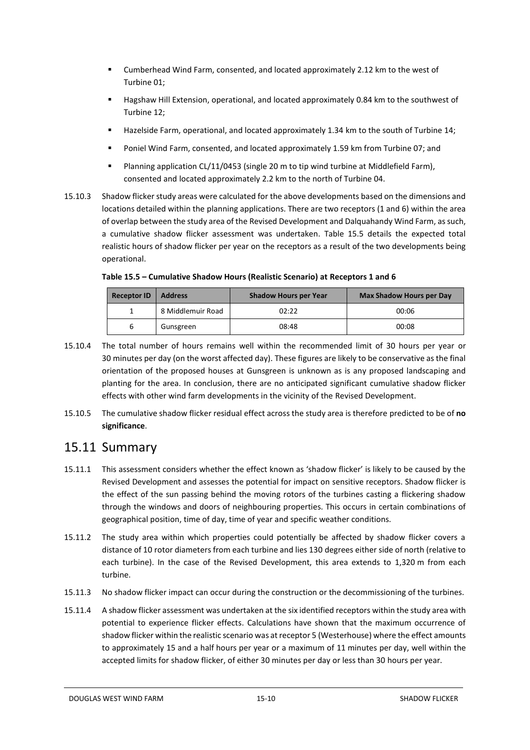- Cumberhead Wind Farm, consented, and located approximately 2.12 km to the west of Turbine 01;
- Hagshaw Hill Extension, operational, and located approximately 0.84 km to the southwest of Turbine 12;
- Hazelside Farm, operational, and located approximately 1.34 km to the south of Turbine 14;
- Poniel Wind Farm, consented, and located approximately 1.59 km from Turbine 07; and
- Planning application CL/11/0453 (single 20 m to tip wind turbine at Middlefield Farm), consented and located approximately 2.2 km to the north of Turbine 04.

15.10.3 Shadow flicker study areas were calculated for the above developments based on the dimensions and locations detailed within the planning applications. There are two receptors (1 and 6) within the area of overlap between the study area of the Revised Development and Dalquahandy Wind Farm, as such, a cumulative shadow flicker assessment was undertaken. Table 15.5 details the expected total realistic hours of shadow flicker per year on the receptors as a result of the two developments being operational.

**Table 15.5 – Cumulative Shadow Hours (Realistic Scenario) at Receptors 1 and 6**

| Receptor ID | Address | Shadow Hours per Year | Max Shadow Hours per Day |
|---|---|---|---|
| 1 | 8 Middlemuir Road | 02:22 | 00:06 |
| 6 | Gunsgreen | 08:48 | 00:08 |

15.10.4 The total number of hours remains well within the recommended limit of 30 hours per year or 30 minutes per day (on the worst affected day). These figures are likely to be conservative as the final orientation of the proposed houses at Gunsgreen is unknown as is any proposed landscaping and planting for the area. In conclusion, there are no anticipated significant cumulative shadow flicker effects with other wind farm developments in the vicinity of the Revised Development.

15.10.5 The cumulative shadow flicker residual effect across the study area is therefore predicted to be of **no significance**.

## 15.11 Summary

15.11.1 This assessment considers whether the effect known as 'shadow flicker' is likely to be caused by the Revised Development and assesses the potential for impact on sensitive receptors. Shadow flicker is the effect of the sun passing behind the moving rotors of the turbines casting a flickering shadow through the windows and doors of neighbouring properties. This occurs in certain combinations of geographical position, time of day, time of year and specific weather conditions.

15.11.2 The study area within which properties could potentially be affected by shadow flicker covers a distance of 10 rotor diameters from each turbine and lies 130 degrees either side of north (relative to each turbine). In the case of the Revised Development, this area extends to 1,320 m from each turbine.

15.11.3 No shadow flicker impact can occur during the construction or the decommissioning of the turbines.

15.11.4 A shadow flicker assessment was undertaken at the six identified receptors within the study area with potential to experience flicker effects. Calculations have shown that the maximum occurrence of shadow flicker within the realistic scenario was at receptor 5 (Westerhouse) where the effect amounts to approximately 15 and a half hours per year or a maximum of 11 minutes per day, well within the accepted limits for shadow flicker, of either 30 minutes per day or less than 30 hours per year.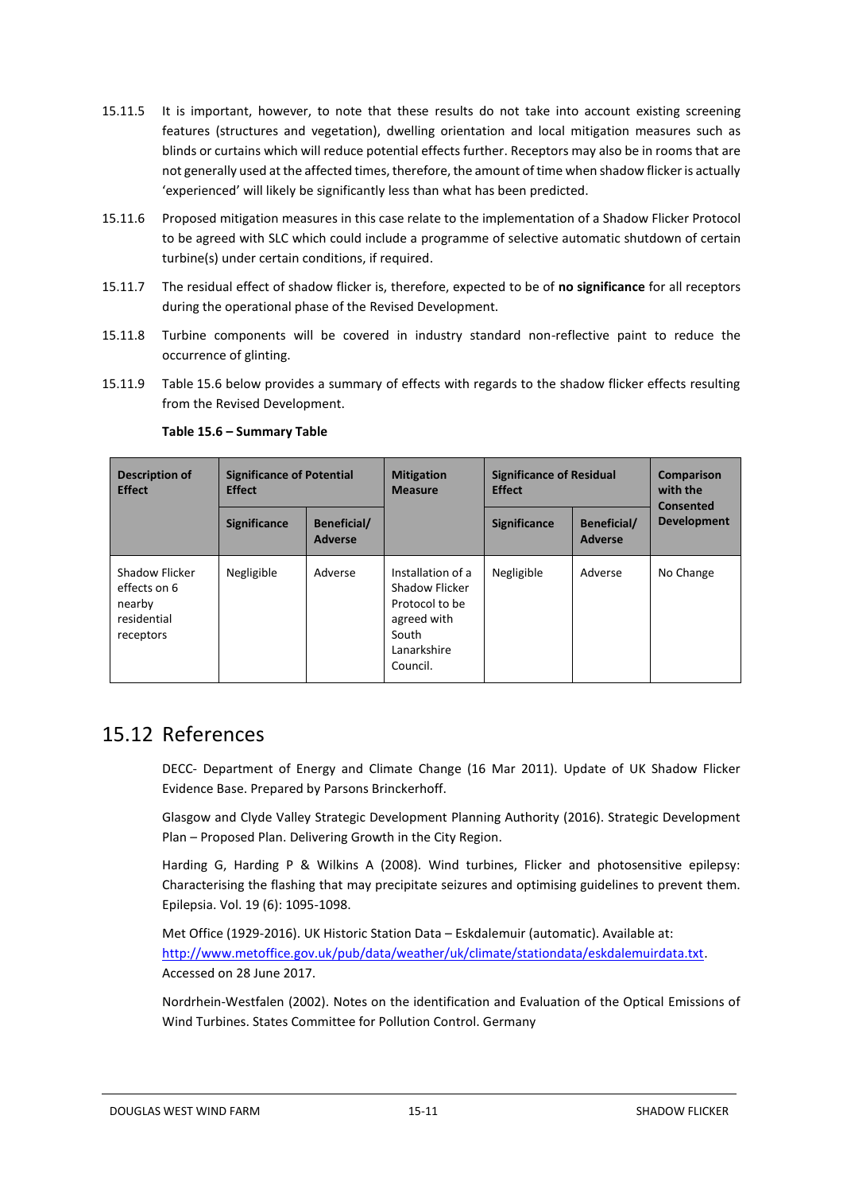15.11.5 It is important, however, to note that these results do not take into account existing screening features (structures and vegetation), dwelling orientation and local mitigation measures such as blinds or curtains which will reduce potential effects further. Receptors may also be in rooms that are not generally used at the affected times, therefore, the amount of time when shadow flicker is actually 'experienced' will likely be significantly less than what has been predicted.

15.11.6 Proposed mitigation measures in this case relate to the implementation of a Shadow Flicker Protocol to be agreed with SLC which could include a programme of selective automatic shutdown of certain turbine(s) under certain conditions, if required.

15.11.7 The residual effect of shadow flicker is, therefore, expected to be of **no significance** for all receptors during the operational phase of the Revised Development.

15.11.8 Turbine components will be covered in industry standard non-reflective paint to reduce the occurrence of glinting.

15.11.9 Table 15.6 below provides a summary of effects with regards to the shadow flicker effects resulting from the Revised Development.

**Table 15.6 – Summary Table**

| Description of Effect | Significance of Potential Effect | | Mitigation Measure | Significance of Residual Effect | | Comparison with the Consented Development |
|---|---|---|---|---|---|---|
| | Significance | Beneficial/ Adverse | | Significance | Beneficial/ Adverse | |
| Shadow Flicker effects on 6 nearby residential receptors | Negligible | Adverse | Installation of a Shadow Flicker Protocol to be agreed with South Lanarkshire Council. | Negligible | Adverse | No Change |

## 15.12 References

DECC- Department of Energy and Climate Change (16 Mar 2011). Update of UK Shadow Flicker Evidence Base. Prepared by Parsons Brinckerhoff.

Glasgow and Clyde Valley Strategic Development Planning Authority (2016). Strategic Development Plan – Proposed Plan. Delivering Growth in the City Region.

Harding G, Harding P & Wilkins A (2008). Wind turbines, Flicker and photosensitive epilepsy: Characterising the flashing that may precipitate seizures and optimising guidelines to prevent them. Epilepsia. Vol. 19 (6): 1095-1098.

Met Office (1929-2016). UK Historic Station Data – Eskdalemuir (automatic). Available at: http://www.metoffice.gov.uk/pub/data/weather/uk/climate/stationdata/eskdalemuirdata.txt. Accessed on 28 June 2017.

Nordrhein-Westfalen (2002). Notes on the identification and Evaluation of the Optical Emissions of Wind Turbines. States Committee for Pollution Control. Germany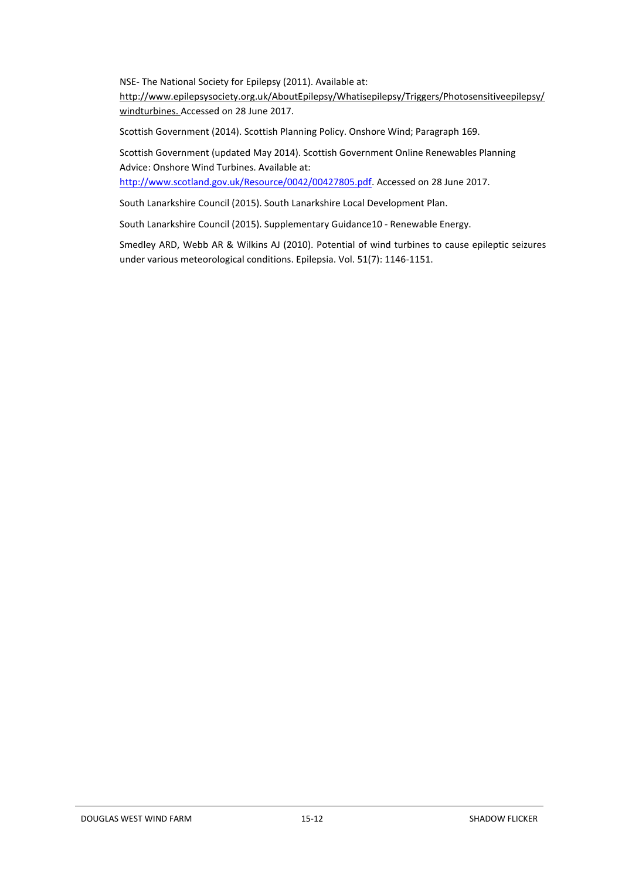NSE- The National Society for Epilepsy (2011). Available at: http://www.epilepsysociety.org.uk/AboutEpilepsy/Whatisepilepsy/Triggers/Photosensitiveepilepsy/windturbines. Accessed on 28 June 2017.

Scottish Government (2014). Scottish Planning Policy. Onshore Wind; Paragraph 169.

Scottish Government (updated May 2014). Scottish Government Online Renewables Planning Advice: Onshore Wind Turbines. Available at: http://www.scotland.gov.uk/Resource/0042/00427805.pdf. Accessed on 28 June 2017.

South Lanarkshire Council (2015). South Lanarkshire Local Development Plan.

South Lanarkshire Council (2015). Supplementary Guidance10 - Renewable Energy.

Smedley ARD, Webb AR & Wilkins AJ (2010). Potential of wind turbines to cause epileptic seizures under various meteorological conditions. Epilepsia. Vol. 51(7): 1146-1151.